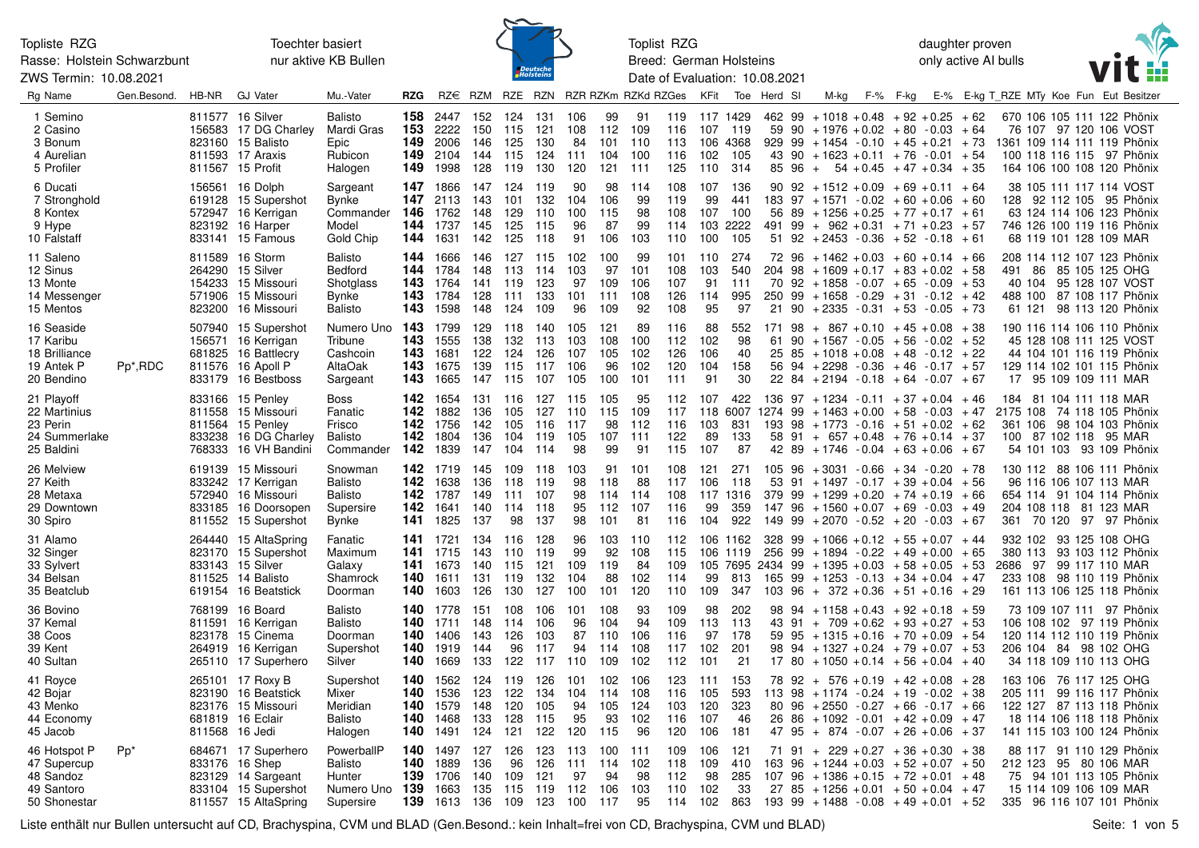Topliste RZG
Rasse: Holstein Schwarzbunt
ZWS Termin: 10.08.2021

Toechter basiert
nur aktive KB Bullen

Toplist RZG
Breed: German Holsteins
Date of Evaluation: 10.08.2021

daughter proven
only active AI bulls

| Rg Name | Gen.Besond. | HB-NR | GJ Vater | Mu.-Vater | RZG | RZ€ | RZM | RZE | RZN | RZR | RZKm | RZKd | RZGes | KFit | Toe | Herd | SI | M-kg | F-% | F-kg | E-% | E-kg | T_RZE | MTy | Koe | Fun | Eut | Besitzer |
|---|---|---|---|---|---|---|---|---|---|---|---|---|---|---|---|---|---|---|---|---|---|---|---|---|---|---|---|---|
| 1 Semino | | 811577 | 16 Silver | Balisto | **158** | 2447 | 152 | 124 | 131 | 106 | 99 | 91 | 119 | 117 | 1429 | 462 | 99 | +1018 | +0.48 | +92 | +0.25 | +62 | 670 | 106 | 105 | 111 | 122 | Phönix |
| 2 Casino | | 156583 | 17 DG Charley | Mardi Gras | **153** | 2222 | 150 | 115 | 121 | 108 | 112 | 109 | 116 | 107 | 119 | 59 | 90 | +1976 | +0.02 | +80 | -0.03 | +64 | 76 | 107 | 97 | 120 | 106 | VOST |
| 3 Bonum | | 823160 | 15 Balisto | Epic | **149** | 2006 | 146 | 125 | 130 | 84 | 101 | 110 | 113 | 106 | 4368 | 929 | 99 | +1454 | -0.10 | +45 | +0.21 | +73 | 1361 | 109 | 114 | 111 | 119 | Phönix |
| 4 Aurelian | | 811593 | 17 Araxis | Rubicon | **149** | 2104 | 144 | 115 | 124 | 111 | 104 | 100 | 116 | 102 | 105 | 43 | 90 | +1623 | +0.11 | +76 | -0.01 | +54 | 100 | 118 | 116 | 115 | 97 | Phönix |
| 5 Profiler | | 811567 | 15 Profit | Halogen | **149** | 1998 | 128 | 119 | 130 | 120 | 121 | 111 | 125 | 110 | 314 | 85 | 96 | + 54 | +0.45 | +47 | +0.34 | +35 | 164 | 106 | 100 | 108 | 120 | Phönix |
| 6 Ducati | | 156561 | 16 Dolph | Sargeant | **147** | 1866 | 147 | 124 | 119 | 90 | 98 | 114 | 108 | 107 | 136 | 90 | 92 | +1512 | +0.09 | +69 | +0.11 | +64 | 38 | 105 | 111 | 124 | 114 | VOST |
| 7 Stronghold | | 619128 | 15 Supershot | Bynke | **147** | 2113 | 143 | 101 | 132 | 104 | 106 | 99 | 119 | 99 | 441 | 183 | 97 | +1571 | -0.02 | +60 | +0.06 | +60 | 128 | 92 | 112 | 105 | 95 | Phönix |
| 8 Kontex | | 572947 | 16 Kerrigan | Commander | **146** | 1762 | 148 | 129 | 110 | 100 | 115 | 98 | 108 | 107 | 100 | 56 | 89 | +1256 | +0.25 | +77 | +0.17 | +61 | 63 | 124 | 114 | 106 | 123 | Phönix |
| 9 Hype | | 823192 | 16 Harper | Model | **144** | 1737 | 145 | 125 | 115 | 96 | 87 | 99 | 114 | 103 | 2222 | 491 | 99 | + 962 | +0.31 | +71 | +0.23 | +57 | 746 | 126 | 100 | 119 | 116 | Phönix |
| 10 Falstaff | | 833141 | 15 Famous | Gold Chip | **144** | 1631 | 142 | 125 | 118 | 91 | 106 | 103 | 110 | 100 | 105 | 51 | 92 | +2453 | -0.36 | +52 | -0.18 | +61 | 68 | 119 | 101 | 128 | 109 | MAR |
| 11 Saleno | | 811589 | 16 Storm | Balisto | **144** | 1666 | 146 | 127 | 115 | 102 | 100 | 99 | 101 | 110 | 274 | 72 | 96 | +1462 | +0.03 | +60 | +0.14 | +66 | 208 | 114 | 112 | 107 | 123 | Phönix |
| 12 Sinus | | 264290 | 15 Silver | Bedford | **144** | 1784 | 148 | 113 | 114 | 103 | 97 | 101 | 108 | 103 | 540 | 204 | 98 | +1609 | +0.17 | +83 | +0.02 | +58 | 491 | 86 | 85 | 105 | 125 | OHG |
| 13 Monte | | 154233 | 15 Missouri | Shotglass | **143** | 1764 | 141 | 119 | 123 | 97 | 109 | 106 | 107 | 91 | 111 | 70 | 92 | +1858 | -0.07 | +65 | -0.09 | +53 | 40 | 104 | 95 | 128 | 107 | VOST |
| 14 Messenger | | 571906 | 15 Missouri | Bynke | **143** | 1784 | 128 | 111 | 133 | 101 | 111 | 108 | 126 | 114 | 995 | 250 | 99 | +1658 | -0.29 | +31 | -0.12 | +42 | 488 | 100 | 87 | 108 | 117 | Phönix |
| 15 Mentos | | 823200 | 16 Missouri | Balisto | **143** | 1598 | 148 | 124 | 109 | 96 | 109 | 92 | 108 | 95 | 97 | 21 | 90 | +2335 | -0.31 | +53 | -0.05 | +73 | 61 | 121 | 98 | 113 | 120 | Phönix |
| 16 Seaside | | 507940 | 15 Supershot | Numero Uno | **143** | 1799 | 129 | 118 | 140 | 105 | 121 | 89 | 116 | 88 | 552 | 171 | 98 | + 867 | +0.10 | +45 | +0.08 | +38 | 190 | 116 | 114 | 106 | 110 | Phönix |
| 17 Karibu | | 156571 | 16 Kerrigan | Tribune | **143** | 1555 | 138 | 132 | 113 | 103 | 108 | 100 | 112 | 102 | 98 | 61 | 90 | +1567 | -0.05 | +56 | -0.02 | +52 | 45 | 128 | 108 | 111 | 125 | VOST |
| 18 Brilliance | | 681825 | 16 Battlecry | Cashcoin | **143** | 1681 | 122 | 124 | 126 | 107 | 105 | 102 | 126 | 106 | 40 | 25 | 85 | +1018 | +0.08 | +48 | -0.12 | +22 | 44 | 104 | 101 | 116 | 119 | Phönix |
| 19 Antek P | Pp*,RDC | 811576 | 16 Apoll P | AltaOak | **143** | 1675 | 139 | 115 | 117 | 106 | 96 | 102 | 120 | 104 | 158 | 56 | 94 | +2298 | -0.36 | +46 | -0.17 | +57 | 129 | 114 | 102 | 101 | 115 | Phönix |
| 20 Bendino | | 833179 | 16 Bestboss | Sargeant | **143** | 1665 | 147 | 115 | 107 | 105 | 100 | 101 | 111 | 91 | 30 | 22 | 84 | +2194 | -0.18 | +64 | -0.07 | +67 | 17 | 95 | 109 | 109 | 111 | MAR |
| 21 Playoff | | 833166 | 15 Penley | Boss | **142** | 1654 | 131 | 116 | 127 | 115 | 105 | 95 | 112 | 107 | 422 | 136 | 97 | +1234 | -0.11 | +37 | +0.04 | +46 | 184 | 81 | 104 | 111 | 118 | MAR |
| 22 Martinius | | 811558 | 15 Missouri | Fanatic | **142** | 1882 | 136 | 105 | 127 | 110 | 115 | 109 | 117 | 118 | 6007 | 1274 | 99 | +1463 | +0.00 | +58 | -0.03 | +47 | 2175 | 108 | 74 | 118 | 105 | Phönix |
| 23 Perin | | 811564 | 15 Penley | Frisco | **142** | 1756 | 142 | 105 | 116 | 117 | 98 | 112 | 116 | 103 | 831 | 193 | 98 | +1773 | -0.16 | +51 | +0.02 | +62 | 361 | 106 | 98 | 104 | 103 | Phönix |
| 24 Summerlake | | 833238 | 16 DG Charley | Balisto | **142** | 1804 | 136 | 104 | 119 | 105 | 107 | 111 | 122 | 89 | 133 | 58 | 91 | + 657 | +0.48 | +76 | +0.14 | +37 | 100 | 87 | 102 | 118 | 95 | MAR |
| 25 Baldini | | 768333 | 16 VH Bandini | Commander | **142** | 1839 | 147 | 104 | 114 | 98 | 99 | 91 | 115 | 107 | 87 | 42 | 89 | +1746 | -0.04 | +63 | +0.06 | +67 | 54 | 101 | 103 | 93 | 109 | Phönix |
| 26 Melview | | 619139 | 15 Missouri | Snowman | **142** | 1719 | 145 | 109 | 118 | 103 | 91 | 101 | 108 | 121 | 271 | 105 | 96 | +3031 | -0.66 | +34 | -0.20 | +78 | 130 | 112 | 88 | 106 | 111 | Phönix |
| 27 Keith | | 833242 | 17 Kerrigan | Balisto | **142** | 1638 | 136 | 118 | 119 | 98 | 118 | 88 | 117 | 106 | 118 | 53 | 91 | +1497 | -0.17 | +39 | +0.04 | +56 | 96 | 116 | 106 | 107 | 113 | MAR |
| 28 Metaxa | | 572940 | 16 Missouri | Balisto | **142** | 1787 | 149 | 111 | 107 | 98 | 114 | 114 | 108 | 117 | 1316 | 379 | 99 | +1299 | +0.20 | +74 | +0.19 | +66 | 654 | 114 | 91 | 104 | 114 | Phönix |
| 29 Downtown | | 833185 | 16 Doorsopen | Supersire | **142** | 1641 | 140 | 114 | 118 | 95 | 112 | 107 | 116 | 99 | 359 | 147 | 96 | +1560 | +0.07 | +69 | -0.03 | +49 | 204 | 108 | 118 | 81 | 123 | MAR |
| 30 Spiro | | 811552 | 15 Supershot | Bynke | **141** | 1825 | 137 | 98 | 137 | 98 | 101 | 81 | 116 | 104 | 922 | 149 | 99 | +2070 | -0.52 | +20 | -0.03 | +67 | 361 | 70 | 120 | 97 | 97 | Phönix |
| 31 Alamo | | 264440 | 15 AltaSpring | Fanatic | **141** | 1721 | 134 | 116 | 128 | 96 | 103 | 110 | 112 | 106 | 1162 | 328 | 99 | +1066 | +0.12 | +55 | +0.07 | +44 | 932 | 102 | 93 | 125 | 108 | OHG |
| 32 Singer | | 823170 | 15 Supershot | Maximum | **141** | 1715 | 143 | 110 | 119 | 99 | 92 | 108 | 115 | 106 | 1119 | 256 | 99 | +1894 | -0.22 | +49 | +0.00 | +65 | 380 | 113 | 93 | 103 | 112 | Phönix |
| 33 Sylvert | | 833143 | 15 Silver | Galaxy | **141** | 1673 | 140 | 115 | 121 | 109 | 119 | 84 | 109 | 105 | 7695 | 2434 | 99 | +1395 | +0.03 | +58 | +0.05 | +53 | 2686 | 97 | 99 | 117 | 110 | MAR |
| 34 Belsan | | 811525 | 14 Balisto | Shamrock | **140** | 1611 | 131 | 119 | 132 | 104 | 88 | 102 | 114 | 99 | 813 | 165 | 99 | +1253 | -0.13 | +34 | +0.04 | +47 | 233 | 108 | 98 | 110 | 119 | Phönix |
| 35 Beatclub | | 619154 | 16 Beatstick | Doorman | **140** | 1603 | 126 | 130 | 127 | 100 | 101 | 120 | 110 | 109 | 347 | 103 | 96 | + 372 | +0.36 | +51 | +0.16 | +29 | 161 | 113 | 106 | 125 | 118 | Phönix |
| 36 Bovino | | 768199 | 16 Board | Balisto | **140** | 1778 | 151 | 108 | 106 | 101 | 108 | 93 | 109 | 98 | 202 | 98 | 94 | +1158 | +0.43 | +92 | +0.18 | +59 | 73 | 109 | 107 | 111 | 97 | Phönix |
| 37 Kemal | | 811591 | 16 Kerrigan | Balisto | **140** | 1711 | 148 | 114 | 106 | 96 | 104 | 94 | 109 | 113 | 113 | 43 | 91 | + 709 | +0.62 | +93 | +0.27 | +53 | 106 | 108 | 102 | 97 | 119 | Phönix |
| 38 Coos | | 823178 | 15 Cinema | Doorman | **140** | 1406 | 143 | 126 | 103 | 87 | 110 | 106 | 116 | 97 | 178 | 59 | 95 | +1315 | +0.16 | +70 | +0.09 | +54 | 120 | 114 | 112 | 110 | 119 | Phönix |
| 39 Kent | | 264919 | 16 Kerrigan | Supershot | **140** | 1919 | 144 | 96 | 117 | 94 | 114 | 108 | 117 | 102 | 201 | 98 | 94 | +1327 | +0.24 | +79 | +0.07 | +53 | 206 | 104 | 84 | 98 | 102 | OHG |
| 40 Sultan | | 265110 | 17 Superhero | Silver | **140** | 1669 | 133 | 122 | 117 | 110 | 109 | 102 | 112 | 101 | 21 | 17 | 80 | +1050 | +0.14 | +56 | +0.04 | +40 | 34 | 118 | 109 | 110 | 113 | OHG |
| 41 Royce | | 265101 | 17 Roxy B | Supershot | **140** | 1562 | 124 | 119 | 126 | 101 | 102 | 106 | 123 | 111 | 153 | 78 | 92 | + 576 | +0.19 | +42 | +0.08 | +28 | 163 | 106 | 76 | 117 | 125 | OHG |
| 42 Bojar | | 823190 | 16 Beatstick | Mixer | **140** | 1536 | 123 | 122 | 134 | 104 | 114 | 108 | 116 | 105 | 593 | 113 | 98 | +1174 | -0.24 | +19 | -0.02 | +38 | 205 | 111 | 99 | 116 | 117 | Phönix |
| 43 Menko | | 823176 | 15 Missouri | Meridian | **140** | 1579 | 148 | 120 | 105 | 94 | 105 | 124 | 103 | 120 | 323 | 80 | 96 | +2550 | -0.27 | +66 | -0.17 | +66 | 122 | 127 | 87 | 113 | 118 | Phönix |
| 44 Economy | | 681819 | 16 Eclair | Balisto | **140** | 1468 | 133 | 128 | 115 | 95 | 93 | 102 | 116 | 107 | 46 | 26 | 86 | +1092 | -0.01 | +42 | +0.09 | +47 | 18 | 114 | 106 | 118 | 118 | Phönix |
| 45 Jacob | | 811568 | 16 Jedi | Halogen | **140** | 1491 | 124 | 121 | 122 | 120 | 115 | 96 | 120 | 106 | 181 | 47 | 95 | + 874 | -0.07 | +26 | +0.06 | +37 | 141 | 115 | 103 | 100 | 124 | Phönix |
| 46 Hotspot P | Pp* | 684671 | 17 Superhero | PowerballP | **140** | 1497 | 127 | 126 | 123 | 113 | 100 | 111 | 109 | 106 | 121 | 71 | 91 | + 229 | +0.27 | +36 | +0.30 | +38 | 88 | 117 | 91 | 110 | 129 | Phönix |
| 47 Supercup | | 833176 | 16 Shep | Balisto | **140** | 1889 | 136 | 96 | 126 | 111 | 114 | 102 | 118 | 109 | 410 | 163 | 96 | +1244 | +0.03 | +52 | +0.07 | +50 | 212 | 123 | 95 | 80 | 106 | MAR |
| 48 Sandoz | | 823129 | 14 Sargeant | Hunter | **139** | 1706 | 140 | 109 | 121 | 97 | 94 | 98 | 112 | 98 | 285 | 107 | 96 | +1386 | +0.15 | +72 | +0.01 | +48 | 75 | 94 | 101 | 113 | 105 | Phönix |
| 49 Santoro | | 833104 | 15 Supershot | Numero Uno | **139** | 1663 | 135 | 115 | 119 | 112 | 106 | 103 | 110 | 102 | 33 | 27 | 85 | +1256 | +0.01 | +50 | +0.04 | +47 | 15 | 114 | 109 | 106 | 109 | MAR |
| 50 Shonestar | | 811557 | 15 AltaSpring | Supersire | **139** | 1613 | 136 | 109 | 123 | 100 | 117 | 95 | 114 | 102 | 863 | 193 | 99 | +1488 | -0.08 | +49 | +0.01 | +52 | 335 | 96 | 116 | 107 | 101 | Phönix |

Liste enthält nur Bullen untersucht auf CD, Brachyspina, CVM und BLAD (Gen.Besond.: kein Inhalt=frei von CD, Brachyspina, CVM und BLAD)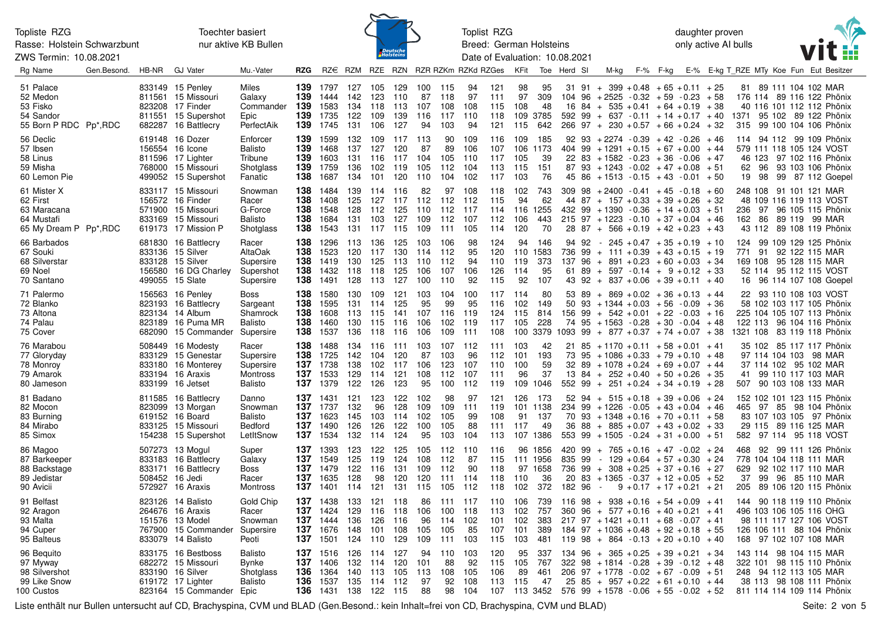Topliste RZG
Rasse: Holstein Schwarzbunt
ZWS Termin: 10.08.2021

Toechter basiert
nur aktive KB Bullen

Toplist RZG
Breed: German Holsteins
Date of Evaluation: 10.08.2021

daughter proven
only active AI bulls

| Rg | Name | Gen.Besond. | HB-NR | GJ | Vater | Mu.-Vater | RZG | RZ€ | RZM | RZE | RZN | RZR | RZKm | RZKd | RZGes | KFit | Toe | Herd | SI | M-kg | F-% | F-kg | E-% | E-kg | T_RZE | MTy | Koe | Fun | Eut | Besitzer |
|---|---|---|---|---|---|---|---|---|---|---|---|---|---|---|---|---|---|---|---|---|---|---|---|---|---|---|---|---|---|---|
| 51 | Palace | | 833149 | 15 | Penley | Miles | 139 | 1797 | 127 | 105 | 129 | 100 | 115 | 94 | 121 | 98 | 95 | 31 | 91 | + 399 | +0.48 | + 65 | +0.11 | + 25 | 81 | 89 | 111 | 104 | 102 | MAR |
| 52 | Medon | | 811561 | 15 | Missouri | Galaxy | 139 | 1444 | 142 | 123 | 110 | 87 | 118 | 97 | 111 | 97 | 309 | 104 | 96 | +2525 | -0.32 | + 59 | -0.23 | + 58 | 176 | 114 | 89 | 116 | 122 | Phönix |
| 53 | Fisko | | 823208 | 17 | Finder | Commander | 139 | 1583 | 134 | 118 | 113 | 107 | 108 | 108 | 115 | 108 | 48 | 16 | 84 | + 535 | +0.41 | + 64 | +0.19 | + 38 | 40 | 116 | 101 | 112 | 112 | Phönix |
| 54 | Sandor | | 811551 | 15 | Supershot | Epic | 139 | 1735 | 122 | 109 | 139 | 116 | 117 | 110 | 118 | 109 | 3785 | 592 | 99 | + 637 | -0.11 | + 14 | +0.17 | + 40 | 1371 | 95 | 102 | 89 | 122 | Phönix |
| 55 | Born P RDC | Pp*,RDC | 682287 | 16 | Battlecry | PerfectAik | 139 | 1745 | 131 | 106 | 127 | 94 | 103 | 94 | 121 | 115 | 642 | 266 | 97 | + 230 | +0.57 | + 66 | +0.24 | + 32 | 315 | 99 | 100 | 104 | 106 | Phönix |
| 56 | Declic | | 619148 | 16 | Dozer | Enforcer | 139 | 1599 | 132 | 109 | 117 | 113 | 90 | 109 | 116 | 109 | 185 | 92 | 93 | +2274 | -0.39 | + 42 | -0.26 | + 46 | 114 | 94 | 112 | 99 | 109 | Phönix |
| 57 | Ibsen | | 156554 | 16 | Icone | Balisto | 139 | 1468 | 137 | 127 | 120 | 87 | 89 | 106 | 107 | 106 | 1173 | 404 | 99 | +1291 | +0.15 | + 67 | +0.00 | + 44 | 579 | 111 | 118 | 105 | 124 | VOST |
| 58 | Linus | | 811596 | 17 | Lighter | Tribune | 139 | 1603 | 131 | 116 | 117 | 104 | 105 | 110 | 117 | 105 | 39 | 22 | 83 | +1582 | -0.23 | + 36 | -0.06 | + 47 | 46 | 123 | 97 | 102 | 116 | Phönix |
| 59 | Misha | | 768000 | 15 | Missouri | Shotglass | 139 | 1759 | 136 | 102 | 119 | 105 | 112 | 104 | 113 | 115 | 151 | 87 | 93 | +1243 | -0.02 | + 47 | +0.08 | + 51 | 62 | 96 | 93 | 103 | 106 | Phönix |
| 60 | Lemon Pie | | 499052 | 15 | Supershot | Fanatic | 138 | 1687 | 134 | 101 | 120 | 110 | 104 | 102 | 117 | 103 | 76 | 45 | 86 | +1513 | -0.15 | + 43 | -0.01 | + 50 | 19 | 98 | 99 | 87 | 112 | Goepel |
| 61 | Mister X | | 833117 | 15 | Missouri | Snowman | 138 | 1484 | 139 | 114 | 116 | 82 | 97 | 108 | 118 | 102 | 743 | 309 | 98 | +2400 | -0.41 | + 45 | -0.18 | + 60 | 248 | 108 | 91 | 101 | 121 | MAR |
| 62 | First | | 156572 | 16 | Finder | Racer | 138 | 1408 | 125 | 127 | 117 | 112 | 112 | 112 | 115 | 94 | 62 | 44 | 87 | + 157 | +0.33 | + 39 | +0.26 | + 32 | 48 | 109 | 116 | 119 | 113 | VOST |
| 63 | Maracana | | 571900 | 15 | Missouri | G-Force | 138 | 1548 | 128 | 112 | 125 | 110 | 112 | 117 | 114 | 116 | 1255 | 432 | 99 | +1390 | -0.36 | + 14 | +0.03 | + 51 | 236 | 97 | 96 | 105 | 115 | Phönix |
| 64 | Mustafi | | 833169 | 15 | Missouri | Balisto | 138 | 1684 | 131 | 103 | 127 | 109 | 112 | 107 | 112 | 106 | 443 | 215 | 97 | +1223 | -0.10 | + 37 | +0.04 | + 46 | 162 | 86 | 89 | 119 | 99 | MAR |
| 65 | My Dream P | Pp*,RDC | 619173 | 17 | Mission P | Shotglass | 138 | 1543 | 131 | 117 | 115 | 109 | 111 | 105 | 114 | 120 | 70 | 28 | 87 | + 566 | +0.19 | + 42 | +0.23 | + 43 | 43 | 112 | 89 | 108 | 119 | Phönix |
| 66 | Barbados | | 681830 | 16 | Battlecry | Racer | 138 | 1296 | 113 | 136 | 125 | 103 | 106 | 98 | 124 | 94 | 146 | 94 | 92 | - 245 | +0.47 | + 35 | +0.19 | + 10 | 124 | 99 | 109 | 129 | 125 | Phönix |
| 67 | Souki | | 833136 | 15 | Silver | AltaOak | 138 | 1523 | 120 | 117 | 130 | 114 | 112 | 95 | 120 | 110 | 1583 | 736 | 99 | + 111 | +0.39 | + 43 | +0.15 | + 19 | 771 | 91 | 92 | 122 | 115 | MAR |
| 68 | Silverstar | | 833128 | 15 | Silver | Supersire | 138 | 1419 | 130 | 125 | 113 | 110 | 112 | 94 | 110 | 119 | 373 | 137 | 96 | + 891 | +0.23 | + 60 | +0.03 | + 34 | 169 | 108 | 95 | 128 | 115 | MAR |
| 69 | Noel | | 156580 | 16 | DG Charley | Supershot | 138 | 1432 | 118 | 118 | 125 | 106 | 107 | 106 | 126 | 114 | 95 | 61 | 89 | + 597 | -0.14 | + 9 | +0.12 | + 33 | 52 | 114 | 95 | 112 | 115 | VOST |
| 70 | Santano | | 499055 | 15 | Slate | Supersire | 138 | 1491 | 128 | 113 | 127 | 100 | 110 | 92 | 115 | 92 | 107 | 43 | 92 | + 837 | +0.06 | + 39 | +0.11 | + 40 | 16 | 96 | 114 | 107 | 108 | Goepel |
| 71 | Palermo | | 156563 | 16 | Penley | Boss | 138 | 1580 | 130 | 109 | 121 | 103 | 104 | 100 | 117 | 114 | 80 | 53 | 89 | + 869 | +0.02 | + 36 | +0.13 | + 44 | 22 | 93 | 110 | 108 | 103 | VOST |
| 72 | Blanko | | 823193 | 16 | Battlecry | Sargeant | 138 | 1595 | 131 | 114 | 125 | 95 | 99 | 95 | 116 | 102 | 149 | 50 | 93 | +1344 | +0.03 | + 56 | -0.09 | + 36 | 58 | 102 | 103 | 117 | 105 | Phönix |
| 73 | Altona | | 823134 | 14 | Album | Shamrock | 138 | 1608 | 113 | 115 | 141 | 107 | 116 | 119 | 124 | 115 | 814 | 156 | 99 | + 542 | +0.01 | + 22 | -0.03 | + 16 | 225 | 104 | 105 | 107 | 113 | Phönix |
| 74 | Palau | | 823189 | 16 | Puma MR | Balisto | 138 | 1460 | 130 | 115 | 116 | 106 | 102 | 119 | 117 | 105 | 228 | 74 | 95 | +1563 | -0.28 | + 30 | -0.04 | + 48 | 122 | 113 | 96 | 104 | 116 | Phönix |
| 75 | Cover | | 682090 | 15 | Commander | Supersire | 138 | 1537 | 136 | 118 | 116 | 106 | 109 | 111 | 108 | 100 | 3379 | 1093 | 99 | + 877 | +0.37 | + 74 | +0.07 | + 38 | 1321 | 108 | 83 | 119 | 118 | Phönix |
| 76 | Marabou | | 508449 | 16 | Modesty | Racer | 138 | 1488 | 134 | 116 | 111 | 103 | 107 | 112 | 111 | 103 | 42 | 21 | 85 | +1170 | +0.11 | + 58 | +0.01 | + 41 | 35 | 102 | 85 | 117 | 117 | Phönix |
| 77 | Gloryday | | 833129 | 15 | Genestar | Supersire | 138 | 1725 | 142 | 104 | 120 | 87 | 103 | 96 | 112 | 101 | 193 | 73 | 95 | +1086 | +0.33 | + 79 | +0.10 | + 48 | 97 | 114 | 104 | 103 | 98 | MAR |
| 78 | Monroy | | 833180 | 16 | Monterey | Supersire | 137 | 1738 | 138 | 102 | 117 | 106 | 123 | 107 | 110 | 100 | 59 | 32 | 89 | +1078 | +0.24 | + 69 | +0.07 | + 44 | 37 | 114 | 102 | 95 | 102 | MAR |
| 79 | Amarok | | 833194 | 16 | Araxis | Montross | 137 | 1533 | 129 | 114 | 121 | 108 | 112 | 107 | 111 | 96 | 37 | 13 | 84 | + 252 | +0.40 | + 50 | +0.26 | + 35 | 41 | 99 | 110 | 117 | 103 | MAR |
| 80 | Jameson | | 833199 | 16 | Jetset | Balisto | 137 | 1379 | 122 | 126 | 123 | 95 | 100 | 112 | 119 | 109 | 1046 | 552 | 99 | + 251 | +0.24 | + 34 | +0.19 | + 28 | 507 | 90 | 103 | 108 | 133 | MAR |
| 81 | Badano | | 811585 | 16 | Battlecry | Danno | 137 | 1431 | 121 | 123 | 122 | 102 | 98 | 97 | 121 | 126 | 173 | 52 | 94 | + 515 | +0.18 | + 39 | +0.06 | + 24 | 152 | 102 | 101 | 123 | 115 | Phönix |
| 82 | Mocon | | 823099 | 13 | Morgan | Snowman | 137 | 1737 | 132 | 96 | 128 | 109 | 109 | 111 | 119 | 101 | 1138 | 234 | 99 | +1226 | -0.05 | + 43 | +0.04 | + 46 | 465 | 97 | 85 | 98 | 104 | Phönix |
| 83 | Burning | | 619152 | 16 | Board | Balisto | 137 | 1623 | 145 | 103 | 114 | 102 | 105 | 99 | 108 | 91 | 137 | 70 | 93 | +1348 | +0.16 | + 70 | +0.11 | + 58 | 83 | 107 | 103 | 105 | 97 | Phönix |
| 84 | Mirabo | | 833125 | 15 | Missouri | Bedford | 137 | 1490 | 126 | 126 | 122 | 100 | 105 | 88 | 111 | 117 | 49 | 36 | 88 | + 885 | +0.07 | + 43 | +0.02 | + 33 | 29 | 115 | 89 | 116 | 125 | MAR |
| 85 | Simox | | 154238 | 15 | Supershot | LetItSnow | 137 | 1534 | 132 | 114 | 124 | 95 | 103 | 104 | 113 | 107 | 1386 | 553 | 99 | +1505 | -0.24 | + 31 | +0.00 | + 51 | 582 | 97 | 114 | 95 | 118 | VOST |
| 86 | Magoo | | 507273 | 13 | Mogul | Super | 137 | 1393 | 123 | 122 | 125 | 105 | 112 | 110 | 116 | 96 | 1856 | 420 | 99 | + 765 | +0.16 | + 47 | -0.02 | + 24 | 468 | 92 | 99 | 111 | 126 | Phönix |
| 87 | Barkeeper | | 833183 | 16 | Battlecry | Galaxy | 137 | 1549 | 125 | 119 | 124 | 108 | 112 | 87 | 115 | 111 | 1956 | 835 | 99 | - 129 | +0.64 | + 57 | +0.30 | + 24 | 778 | 104 | 104 | 118 | 111 | MAR |
| 88 | Backstage | | 833171 | 16 | Battlecry | Boss | 137 | 1479 | 122 | 116 | 131 | 109 | 112 | 90 | 118 | 97 | 1658 | 736 | 99 | + 308 | +0.25 | + 37 | +0.16 | + 27 | 629 | 92 | 102 | 117 | 110 | MAR |
| 89 | Jedistar | | 508452 | 16 | Jedi | Racer | 137 | 1635 | 128 | 98 | 120 | 120 | 111 | 114 | 118 | 110 | 36 | 20 | 83 | +1365 | -0.37 | + 12 | +0.05 | + 52 | 37 | 99 | 96 | 85 | 110 | MAR |
| 90 | Avicii | | 572927 | 16 | Araxis | Montross | 137 | 1401 | 114 | 121 | 131 | 115 | 105 | 112 | 118 | 102 | 372 | 182 | 96 | - 9 | +0.17 | + 17 | +0.21 | + 21 | 205 | 89 | 106 | 120 | 115 | Phönix |
| 91 | Belfast | | 823126 | 14 | Balisto | Gold Chip | 137 | 1438 | 133 | 121 | 118 | 86 | 111 | 117 | 110 | 106 | 739 | 116 | 98 | + 938 | +0.16 | + 54 | +0.09 | + 41 | 144 | 90 | 118 | 119 | 110 | Phönix |
| 92 | Aragon | | 264676 | 16 | Araxis | Racer | 137 | 1424 | 129 | 116 | 118 | 106 | 100 | 100 | 113 | 102 | 757 | 360 | 96 | + 577 | +0.16 | + 40 | +0.21 | + 41 | 496 | 103 | 106 | 105 | 116 | OHG |
| 93 | Malta | | 151576 | 13 | Model | Snowman | 137 | 1444 | 136 | 126 | 116 | 96 | 114 | 102 | 101 | 102 | 383 | 217 | 97 | +1421 | +0.11 | + 68 | -0.07 | + 41 | 98 | 111 | 117 | 127 | 106 | VOST |
| 94 | Cuper | | 767900 | 15 | Commander | Supersire | 137 | 1676 | 148 | 101 | 108 | 105 | 105 | 85 | 107 | 101 | 389 | 184 | 97 | +1036 | +0.48 | + 92 | +0.18 | + 55 | 126 | 106 | 111 | 88 | 104 | Phönix |
| 95 | Balteus | | 833079 | 14 | Balisto | Peoti | 137 | 1501 | 124 | 110 | 129 | 109 | 111 | 103 | 115 | 103 | 481 | 119 | 98 | + 864 | -0.13 | + 20 | +0.10 | + 40 | 168 | 97 | 102 | 107 | 108 | MAR |
| 96 | Bequito | | 833175 | 16 | Bestboss | Balisto | 137 | 1516 | 126 | 114 | 127 | 94 | 110 | 103 | 120 | 95 | 337 | 134 | 96 | + 365 | +0.25 | + 39 | +0.21 | + 34 | 143 | 114 | 98 | 104 | 115 | MAR |
| 97 | Myway | | 682272 | 15 | Missouri | Bynke | 137 | 1406 | 132 | 114 | 120 | 101 | 88 | 92 | 115 | 105 | 767 | 322 | 98 | +1814 | -0.28 | + 39 | -0.12 | + 48 | 322 | 101 | 98 | 115 | 110 | Phönix |
| 98 | Silvershot | | 833190 | 16 | Silver | Shotglass | 136 | 1364 | 140 | 113 | 105 | 113 | 108 | 105 | 106 | 89 | 461 | 206 | 97 | +1778 | -0.02 | + 67 | -0.09 | + 51 | 248 | 94 | 112 | 105 | 112 | MAR |
| 99 | Lie Snow | | 619172 | 17 | Lighter | Balisto | 136 | 1537 | 135 | 114 | 112 | 97 | 92 | 108 | 113 | 115 | 47 | 25 | 85 | + 957 | +0.22 | + 61 | +0.10 | + 44 | 38 | 113 | 98 | 108 | 111 | Phönix |
| 100 | Custos | | 823164 | 15 | Commander | Epic | 136 | 1431 | 138 | 122 | 115 | 88 | 98 | 104 | 107 | 113 | 3452 | 576 | 99 | +1578 | -0.06 | + 55 | -0.02 | + 52 | 811 | 114 | 114 | 109 | 114 | Phönix |

Liste enthält nur Bullen untersucht auf CD, Brachyspina, CVM und BLAD (Gen.Besond.: kein Inhalt=frei von CD, Brachyspina, CVM und BLAD)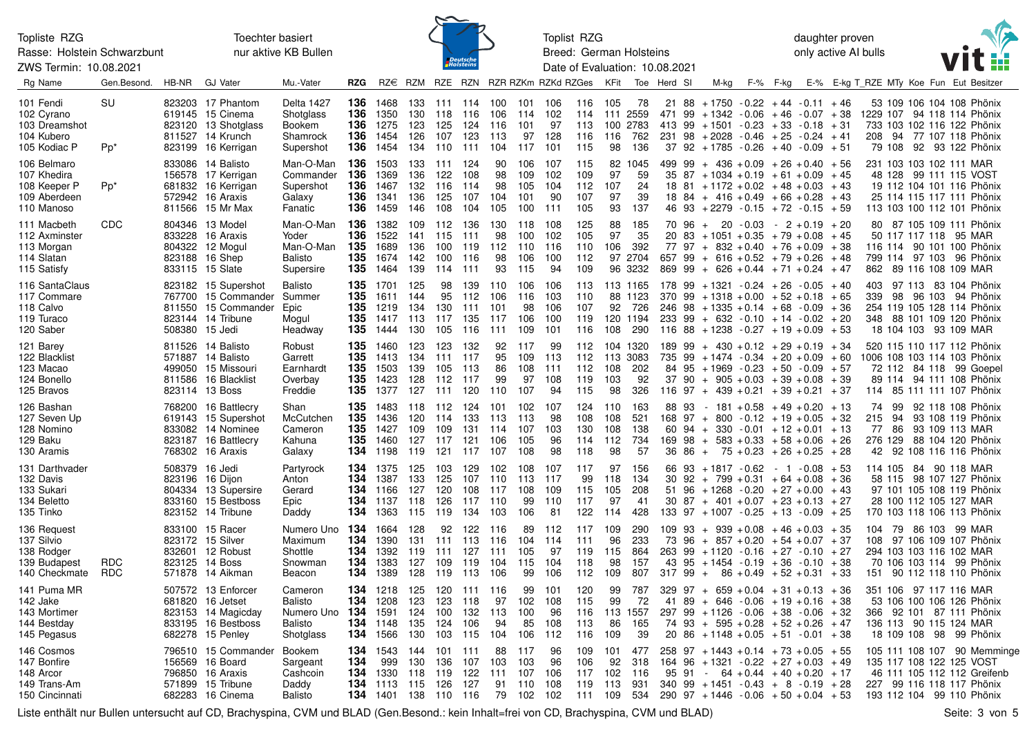Topliste RZG
Rasse: Holstein Schwarzbunt
ZWS Termin: 10.08.2021

Toechter basiert
nur aktive KB Bullen

Toplist RZG
Breed: German Holsteins
Date of Evaluation: 10.08.2021

daughter proven
only active AI bulls

| Rg | Name | Gen.Besond. | HB-NR | GJ | Vater | Mu.-Vater | RZG | RZ€ | RZM | RZE | RZN | RZR | RZKm | RZKd | RZGes | KFit | Toe | Herd | SI | M-kg | F-% | F-kg | E-% | E-kg | T_RZE | MTy | Koe | Fun | Eut | Besitzer |
|---|---|---|---|---|---|---|---|---|---|---|---|---|---|---|---|---|---|---|---|---|---|---|---|---|---|---|---|---|---|---|
| 101 | Fendi | SU | 823203 | 17 | Phantom | Delta 1427 | **136** | 1468 | 133 | 111 | 114 | 100 | 101 | 106 | 116 | 105 | 78 | 21 | 88 | +1750 | -0.22 | +44 | -0.11 | +46 | 53 | 109 | 106 | 104 | 108 | Phönix |
| 102 | Cyrano | | 619145 | 15 | Cinema | Shotglass | **136** | 1350 | 130 | 118 | 116 | 106 | 114 | 102 | 114 | 111 | 2559 | 471 | 99 | +1342 | -0.06 | +46 | -0.07 | +38 | 1229 | 107 | 94 | 118 | 114 | Phönix |
| 103 | Dreamshot | | 823120 | 13 | Shotglass | Bookem | **136** | 1275 | 123 | 125 | 124 | 116 | 101 | 97 | 113 | 100 | 2783 | 413 | 99 | +1501 | -0.23 | +33 | -0.18 | +31 | 733 | 103 | 102 | 116 | 122 | Phönix |
| 104 | Kubero | | 811527 | 14 | Krunch | Shamrock | **136** | 1454 | 126 | 107 | 123 | 113 | 97 | 128 | 116 | 116 | 762 | 231 | 98 | +2028 | -0.46 | +25 | -0.24 | +41 | 208 | 94 | 77 | 107 | 118 | Phönix |
| 105 | Kodiac P | Pp* | 823199 | 16 | Kerrigan | Supershot | **136** | 1454 | 134 | 110 | 111 | 104 | 117 | 101 | 115 | 98 | 136 | 37 | 92 | +1785 | -0.26 | +40 | -0.09 | +51 | 79 | 108 | 92 | 93 | 122 | Phönix |
| 106 | Belmaro | | 833086 | 14 | Balisto | Man-O-Man | **136** | 1503 | 133 | 111 | 124 | 90 | 106 | 107 | 115 | 82 | 1045 | 499 | 99 | + 436 | +0.09 | +26 | +0.40 | +56 | 231 | 103 | 103 | 102 | 111 | MAR |
| 107 | Khedira | | 156578 | 17 | Kerrigan | Commander | **136** | 1369 | 136 | 122 | 108 | 98 | 109 | 102 | 109 | 97 | 59 | 35 | 87 | +1034 | +0.19 | +61 | +0.09 | +45 | 48 | 128 | 99 | 111 | 115 | VOST |
| 108 | Keeper P | Pp* | 681832 | 16 | Kerrigan | Supershot | **136** | 1467 | 132 | 116 | 114 | 98 | 105 | 104 | 112 | 107 | 24 | 18 | 81 | +1172 | +0.02 | +48 | +0.03 | +43 | 19 | 112 | 104 | 101 | 116 | Phönix |
| 109 | Aberdeen | | 572942 | 16 | Araxis | Galaxy | **136** | 1341 | 136 | 125 | 107 | 104 | 101 | 90 | 107 | 97 | 39 | 18 | 84 | + 416 | +0.49 | +66 | +0.28 | +43 | 25 | 114 | 115 | 117 | 111 | Phönix |
| 110 | Manoso | | 811566 | 15 | Mr Max | Fanatic | **136** | 1459 | 146 | 108 | 104 | 105 | 100 | 111 | 105 | 93 | 137 | 46 | 93 | +2279 | -0.15 | +72 | -0.15 | +59 | 113 | 103 | 100 | 112 | 101 | Phönix |
| 111 | Macbeth | CDC | 804346 | 13 | Model | Man-O-Man | **136** | 1382 | 109 | 112 | 136 | 130 | 118 | 108 | 125 | 88 | 185 | 70 | 96 | + 20 | -0.03 | - 2 | +0.19 | +20 | 80 | 87 | 105 | 109 | 111 | Phönix |
| 112 | Axminster | | 833228 | 16 | Araxis | Yoder | **136** | 1522 | 141 | 115 | 111 | 98 | 100 | 102 | 105 | 97 | 35 | 20 | 83 | +1051 | +0.35 | +79 | +0.08 | +45 | 50 | 117 | 117 | 118 | 95 | MAR |
| 113 | Morgan | | 804322 | 12 | Mogul | Man-O-Man | **135** | 1689 | 136 | 100 | 119 | 112 | 110 | 116 | 110 | 106 | 392 | 77 | 97 | + 832 | +0.40 | +76 | +0.09 | +38 | 116 | 114 | 90 | 101 | 100 | Phönix |
| 114 | Slatan | | 823188 | 16 | Shep | Balisto | **135** | 1674 | 142 | 100 | 116 | 98 | 106 | 100 | 112 | 97 | 2704 | 657 | 99 | + 616 | +0.52 | +79 | +0.26 | +48 | 799 | 114 | 97 | 103 | 96 | Phönix |
| 115 | Satisfy | | 833115 | 15 | Slate | Supersire | **135** | 1464 | 139 | 114 | 111 | 93 | 115 | 94 | 109 | 96 | 3232 | 869 | 99 | + 626 | +0.44 | +71 | +0.24 | +47 | 862 | 89 | 116 | 108 | 109 | MAR |
| 116 | SantaClaus | | 823182 | 15 | Supershot | Balisto | **135** | 1701 | 125 | 98 | 139 | 110 | 106 | 106 | 113 | 113 | 1165 | 178 | 99 | +1321 | -0.24 | +26 | -0.05 | +40 | 403 | 97 | 113 | 83 | 104 | Phönix |
| 117 | Commare | | 767700 | 15 | Commander | Summer | **135** | 1611 | 144 | 95 | 112 | 106 | 116 | 103 | 110 | 88 | 1123 | 370 | 99 | +1318 | +0.00 | +52 | +0.18 | +65 | 339 | 98 | 96 | 103 | 94 | Phönix |
| 118 | Calvo | | 811550 | 15 | Commander | Epic | **135** | 1219 | 134 | 130 | 111 | 101 | 98 | 106 | 107 | 92 | 726 | 246 | 98 | +1335 | +0.14 | +68 | -0.09 | +36 | 254 | 119 | 105 | 128 | 114 | Phönix |
| 119 | Turaco | | 823144 | 14 | Tribune | Mogul | **135** | 1417 | 113 | 117 | 135 | 117 | 106 | 100 | 119 | 120 | 1194 | 233 | 99 | + 632 | -0.10 | +14 | -0.02 | +20 | 348 | 88 | 101 | 109 | 120 | Phönix |
| 120 | Saber | | 508380 | 15 | Jedi | Headway | **135** | 1444 | 130 | 105 | 116 | 111 | 109 | 101 | 116 | 108 | 290 | 116 | 88 | +1238 | -0.27 | +19 | +0.09 | +53 | 18 | 104 | 103 | 93 | 109 | MAR |
| 121 | Barey | | 811526 | 14 | Balisto | Robust | **135** | 1460 | 123 | 123 | 132 | 92 | 117 | 99 | 112 | 104 | 1320 | 189 | 99 | + 430 | +0.12 | +29 | +0.19 | +34 | 520 | 115 | 110 | 117 | 112 | Phönix |
| 122 | Blacklist | | 571887 | 14 | Balisto | Garrett | **135** | 1413 | 134 | 111 | 117 | 95 | 109 | 113 | 112 | 113 | 3083 | 735 | 99 | +1474 | -0.34 | +20 | +0.09 | +60 | 1006 | 108 | 103 | 114 | 103 | Phönix |
| 123 | Macao | | 499050 | 15 | Missouri | Earnhardt | **135** | 1503 | 139 | 105 | 113 | 86 | 108 | 111 | 112 | 108 | 202 | 84 | 95 | +1969 | -0.23 | +50 | -0.09 | +57 | 72 | 112 | 84 | 118 | 99 | Goepel |
| 124 | Bonello | | 811586 | 16 | Blacklist | Overbay | **135** | 1423 | 128 | 112 | 117 | 99 | 97 | 108 | 119 | 103 | 92 | 37 | 90 | + 905 | +0.03 | +39 | +0.08 | +39 | 89 | 114 | 94 | 111 | 108 | Phönix |
| 125 | Bravos | | 823114 | 13 | Boss | Freddie | **135** | 1377 | 127 | 111 | 120 | 110 | 107 | 94 | 115 | 98 | 326 | 116 | 97 | + 439 | +0.21 | +39 | +0.21 | +37 | 114 | 85 | 111 | 111 | 107 | Phönix |
| 126 | Bashan | | 768200 | 16 | Battlecry | Shan | **135** | 1483 | 118 | 112 | 124 | 101 | 102 | 107 | 124 | 110 | 163 | 88 | 93 | - 181 | +0.58 | +49 | +0.20 | +13 | 74 | 99 | 92 | 118 | 108 | Phönix |
| 127 | Seven Up | | 619143 | 15 | Supershot | McCutchen | **135** | 1436 | 120 | 114 | 133 | 113 | 113 | 98 | 108 | 108 | 521 | 168 | 97 | + 800 | -0.12 | +19 | +0.05 | +32 | 215 | 94 | 93 | 108 | 119 | Phönix |
| 128 | Nomino | | 833082 | 14 | Nominee | Cameron | **135** | 1427 | 109 | 109 | 131 | 114 | 107 | 103 | 130 | 108 | 138 | 60 | 94 | + 330 | -0.01 | +12 | +0.01 | +13 | 77 | 86 | 93 | 109 | 113 | MAR |
| 129 | Baku | | 823187 | 16 | Battlecry | Kahuna | **135** | 1460 | 127 | 117 | 121 | 106 | 105 | 96 | 114 | 112 | 734 | 169 | 98 | + 583 | +0.33 | +58 | +0.06 | +26 | 276 | 129 | 88 | 104 | 120 | Phönix |
| 130 | Aramis | | 768302 | 16 | Araxis | Galaxy | **134** | 1198 | 119 | 121 | 117 | 107 | 108 | 98 | 118 | 98 | 57 | 36 | 86 | + 75 | +0.23 | +26 | +0.25 | +28 | 42 | 92 | 108 | 116 | 116 | Phönix |
| 131 | Darthvader | | 508379 | 16 | Jedi | Partyrock | **134** | 1375 | 125 | 103 | 129 | 102 | 108 | 107 | 117 | 97 | 156 | 66 | 93 | +1817 | -0.62 | - 1 | -0.08 | +53 | 114 | 105 | 84 | 90 | 118 | MAR |
| 132 | Davis | | 823196 | 16 | Dijon | Anton | **134** | 1387 | 133 | 125 | 107 | 110 | 113 | 117 | 99 | 118 | 134 | 30 | 92 | + 799 | +0.31 | +64 | +0.08 | +36 | 58 | 115 | 98 | 107 | 127 | Phönix |
| 133 | Sukari | | 804334 | 13 | Supersire | Gerard | **134** | 1166 | 127 | 120 | 108 | 117 | 108 | 109 | 115 | 105 | 208 | 51 | 96 | +1268 | -0.20 | +27 | +0.00 | +43 | 97 | 101 | 105 | 108 | 119 | Phönix |
| 134 | Beletto | | 833160 | 15 | Bestboss | Epic | **134** | 1137 | 118 | 126 | 117 | 110 | 99 | 110 | 117 | 97 | 41 | 30 | 87 | + 401 | +0.07 | +23 | +0.13 | +27 | 28 | 100 | 112 | 105 | 127 | MAR |
| 135 | Tinko | | 823152 | 14 | Tribune | Daddy | **134** | 1363 | 115 | 119 | 134 | 103 | 106 | 81 | 122 | 114 | 428 | 133 | 97 | +1007 | -0.25 | +13 | -0.09 | +25 | 170 | 103 | 118 | 106 | 113 | Phönix |
| 136 | Request | | 833100 | 15 | Racer | Numero Uno | **134** | 1664 | 128 | 92 | 122 | 116 | 89 | 112 | 117 | 109 | 290 | 109 | 93 | + 939 | +0.08 | +46 | +0.03 | +35 | 104 | 79 | 86 | 103 | 99 | MAR |
| 137 | Silvio | | 823172 | 15 | Silver | Maximum | **134** | 1390 | 131 | 111 | 113 | 116 | 104 | 114 | 111 | 96 | 233 | 73 | 96 | + 857 | +0.20 | +54 | +0.07 | +37 | 108 | 97 | 106 | 109 | 107 | Phönix |
| 138 | Rodger | | 832601 | 12 | Robust | Shottle | **134** | 1392 | 119 | 111 | 127 | 111 | 105 | 97 | 119 | 115 | 864 | 263 | 99 | +1120 | -0.16 | +27 | -0.10 | +27 | 294 | 103 | 103 | 116 | 102 | MAR |
| 139 | Budapest | RDC | 823125 | 14 | Boss | Snowman | **134** | 1383 | 127 | 109 | 119 | 104 | 115 | 104 | 118 | 98 | 157 | 43 | 95 | +1454 | -0.19 | +36 | -0.10 | +38 | 70 | 106 | 103 | 114 | 99 | Phönix |
| 140 | Checkmate | RDC | 571878 | 14 | Aikman | Beacon | **134** | 1389 | 128 | 119 | 113 | 106 | 99 | 106 | 112 | 109 | 807 | 317 | 99 | + 86 | +0.49 | +52 | +0.31 | +33 | 151 | 90 | 112 | 118 | 110 | Phönix |
| 141 | Puma MR | | 507572 | 13 | Enforcer | Cameron | **134** | 1218 | 125 | 120 | 111 | 116 | 99 | 101 | 120 | 99 | 787 | 329 | 97 | + 659 | +0.04 | +31 | +0.13 | +36 | 351 | 106 | 97 | 117 | 116 | MAR |
| 142 | Jake | | 681820 | 16 | Jetset | Balisto | **134** | 1208 | 123 | 123 | 118 | 97 | 102 | 108 | 115 | 99 | 72 | 41 | 89 | + 646 | -0.06 | +19 | +0.16 | +38 | 53 | 106 | 100 | 106 | 126 | Phönix |
| 143 | Mortimer | | 823153 | 14 | Magicday | Numero Uno | **134** | 1591 | 124 | 100 | 132 | 113 | 100 | 96 | 116 | 113 | 1557 | 297 | 99 | +1126 | -0.06 | +38 | -0.06 | +32 | 366 | 92 | 101 | 87 | 111 | Phönix |
| 144 | Bestday | | 833195 | 16 | Bestboss | Balisto | **134** | 1148 | 135 | 124 | 106 | 94 | 85 | 108 | 113 | 86 | 165 | 74 | 93 | + 595 | +0.28 | +52 | +0.26 | +47 | 136 | 113 | 90 | 115 | 124 | MAR |
| 145 | Pegasus | | 682278 | 15 | Penley | Shotglass | **134** | 1566 | 130 | 103 | 115 | 104 | 106 | 112 | 116 | 109 | 39 | 20 | 86 | +1148 | +0.05 | +51 | -0.01 | +38 | 18 | 109 | 108 | 98 | 99 | Phönix |
| 146 | Cosmos | | 796510 | 15 | Commander | Bookem | **134** | 1543 | 144 | 101 | 111 | 88 | 117 | 96 | 109 | 101 | 477 | 258 | 97 | +1443 | +0.14 | +73 | +0.05 | +55 | 105 | 111 | 108 | 107 | 90 | Memminge |
| 147 | Bonfire | | 156569 | 16 | Board | Sargeant | **134** | 999 | 130 | 136 | 107 | 103 | 103 | 96 | 106 | 92 | 318 | 164 | 96 | +1321 | -0.22 | +27 | +0.03 | +49 | 135 | 117 | 108 | 122 | 125 | VOST |
| 148 | Arcor | | 796850 | 16 | Araxis | Cashcoin | **134** | 1330 | 118 | 119 | 122 | 111 | 107 | 106 | 117 | 102 | 116 | 95 | 91 | - 64 | +0.44 | +40 | +0.20 | +17 | 46 | 111 | 105 | 112 | 112 | Greifenb |
| 149 | Trans-Am | | 571899 | 15 | Tribune | Daddy | **134** | 1113 | 115 | 126 | 127 | 91 | 110 | 108 | 119 | 113 | 931 | 340 | 99 | +1451 | -0.43 | + 8 | -0.19 | +28 | 227 | 99 | 116 | 118 | 117 | Phönix |
| 150 | Cincinnati | | 682283 | 16 | Cinema | Balisto | **134** | 1401 | 138 | 110 | 116 | 79 | 102 | 102 | 111 | 109 | 534 | 290 | 97 | +1446 | -0.06 | +50 | +0.04 | +53 | 193 | 112 | 104 | 99 | 110 | Phönix |

Liste enthält nur Bullen untersucht auf CD, Brachyspina, CVM und BLAD (Gen.Besond.: kein Inhalt=frei von CD, Brachyspina, CVM und BLAD)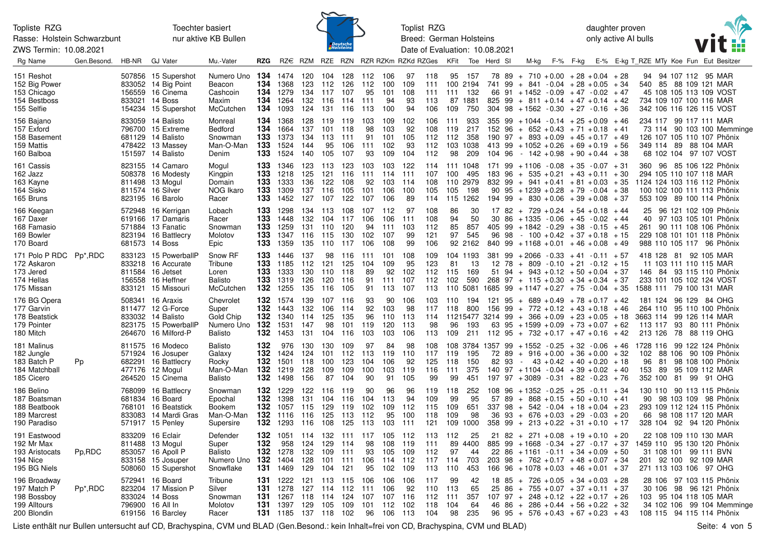Topliste RZG
Rasse: Holstein Schwarzbunt
ZWS Termin: 10.08.2021

Toechter basiert
nur aktive KB Bullen

Toplist RZG
Breed: German Holsteins
Date of Evaluation: 10.08.2021

daughter proven
only active AI bulls

| Rg | Name | Gen.Besond. | HB-NR | GJ | Vater | Mu.-Vater | RZG | RZ€ | RZM | RZE | RZN | RZR | RZKm | RZKd | RZGes | KFit | Toe | Herd | SI | M-kg | F-% | F-kg | E-% | E-kg | T_RZE | MTy | Koe | Fun | Eut | Besitzer |
|---|---|---|---|---|---|---|---|---|---|---|---|---|---|---|---|---|---|---|---|---|---|---|---|---|---|---|---|---|---|---|
| 151 | Reshot | | 507856 | 15 | Supershot | Numero Uno | 134 | 1474 | 120 | 104 | 128 | 112 | 106 | 97 | 118 | 95 | 157 | 78 | 89 | + 710 | +0.00 | + 28 | +0.04 | + 28 | 94 | 94 | 107 | 112 | 95 | MAR |
| 152 | Big Power | | 833052 | 14 | Big Point | Beacon | 134 | 1368 | 123 | 112 | 126 | 112 | 100 | 109 | 111 | 100 | 2194 | 741 | 99 | + 841 | -0.04 | + 28 | +0.05 | + 34 | 540 | 85 | 88 | 109 | 121 | MAR |
| 153 | Chicago | | 156559 | 16 | Cinema | Cashcoin | 134 | 1279 | 134 | 117 | 107 | 95 | 101 | 108 | 111 | 111 | 132 | 66 | 91 | +1452 | -0.09 | + 47 | -0.02 | + 47 | 45 | 108 | 105 | 113 | 109 | VOST |
| 154 | Bestboss | | 833021 | 14 | Boss | Maxim | 134 | 1264 | 132 | 116 | 114 | 113 | 94 | 93 | 113 | 87 | 1881 | 825 | 99 | + 811 | +0.14 | + 47 | +0.14 | + 42 | 734 | 109 | 107 | 100 | 116 | MAR |
| 155 | Selfie | | 154234 | 15 | Supershot | McCutchen | 134 | 1093 | 124 | 131 | 116 | 113 | 100 | 94 | 106 | 109 | 750 | 304 | 98 | +1562 | -0.30 | + 27 | -0.16 | + 36 | 342 | 106 | 116 | 126 | 115 | VOST |
| 156 | Bajano | | 833059 | 14 | Balisto | Monreal | 134 | 1368 | 128 | 119 | 119 | 103 | 109 | 102 | 106 | 111 | 933 | 355 | 99 | +1044 | -0.14 | + 25 | +0.09 | + 46 | 234 | 117 | 99 | 117 | 111 | MAR |
| 157 | Exford | | 796700 | 15 | Extreme | Bedford | 134 | 1664 | 137 | 101 | 118 | 98 | 103 | 92 | 108 | 119 | 217 | 152 | 96 | + 652 | +0.43 | + 71 | +0.18 | + 41 | 73 | 114 | 90 | 103 | 100 | Memminge |
| 158 | Basement | | 681129 | 14 | Balisto | Snowman | 133 | 1373 | 134 | 113 | 111 | 91 | 101 | 105 | 112 | 112 | 358 | 190 | 97 | + 893 | +0.09 | + 45 | +0.17 | + 49 | 126 | 107 | 105 | 110 | 107 | Phönix |
| 159 | Mattis | | 478422 | 13 | Massey | Man-O-Man | 133 | 1524 | 144 | 95 | 106 | 111 | 102 | 93 | 112 | 103 | 1038 | 413 | 99 | +1052 | +0.26 | + 69 | +0.19 | + 56 | 349 | 114 | 89 | 88 | 104 | MAR |
| 160 | Balboa | | 151597 | 14 | Balisto | Denim | 133 | 1524 | 140 | 105 | 107 | 93 | 109 | 104 | 112 | 98 | 209 | 104 | 96 | - 142 | +0.98 | + 90 | +0.44 | + 38 | 68 | 102 | 104 | 97 | 107 | VOST |
| 161 | Cassis | | 823155 | 14 | Camaro | Mogul | 133 | 1346 | 123 | 113 | 123 | 103 | 103 | 122 | 114 | 111 | 1048 | 171 | 99 | +1106 | -0.08 | + 35 | -0.07 | + 31 | 360 | 96 | 85 | 106 | 122 | Phönix |
| 162 | Jazz | | 508378 | 16 | Modesty | Kingpin | 133 | 1218 | 125 | 121 | 116 | 111 | 114 | 111 | 107 | 100 | 495 | 183 | 96 | + 535 | +0.21 | + 43 | +0.11 | + 30 | 294 | 105 | 110 | 107 | 118 | MAR |
| 163 | Kayne | | 811498 | 13 | Mogul | Domain | 133 | 1333 | 136 | 122 | 108 | 92 | 103 | 114 | 108 | 110 | 2979 | 832 | 99 | + 941 | +0.41 | + 81 | +0.03 | + 35 | 1124 | 124 | 103 | 116 | 112 | Phönix |
| 164 | Sisko | | 811574 | 16 | Silver | NOG Ikaro | 133 | 1309 | 137 | 116 | 105 | 101 | 106 | 100 | 105 | 105 | 198 | 90 | 95 | +1239 | +0.28 | + 79 | -0.04 | + 38 | 100 | 102 | 100 | 111 | 113 | Phönix |
| 165 | Bruns | | 823195 | 16 | Barolo | Racer | 133 | 1452 | 127 | 107 | 122 | 107 | 106 | 89 | 114 | 115 | 1262 | 194 | 99 | + 830 | +0.06 | + 39 | +0.08 | + 37 | 553 | 109 | 89 | 100 | 114 | Phönix |
| 166 | Keegan | | 572948 | 16 | Kerrigan | Lobach | 133 | 1298 | 134 | 113 | 108 | 107 | 112 | 97 | 108 | 86 | 30 | 17 | 82 | + 729 | +0.24 | + 54 | +0.18 | + 44 | 25 | 96 | 121 | 102 | 109 | Phönix |
| 167 | Daxer | | 619166 | 17 | Damaris | Racer | 133 | 1448 | 132 | 104 | 117 | 106 | 106 | 111 | 108 | 94 | 50 | 30 | 86 | +1335 | -0.06 | + 45 | -0.02 | + 44 | 40 | 97 | 103 | 105 | 101 | Phönix |
| 168 | Famasio | | 571884 | 13 | Fanatic | Snowman | 133 | 1259 | 131 | 110 | 120 | 94 | 111 | 103 | 112 | 85 | 857 | 405 | 99 | +1842 | -0.29 | + 38 | -0.15 | + 45 | 261 | 90 | 111 | 108 | 106 | Phönix |
| 169 | Bowler | | 823194 | 16 | Battlecry | Molotov | 133 | 1347 | 116 | 115 | 130 | 102 | 107 | 99 | 121 | 97 | 545 | 96 | 98 | - 100 | +0.42 | + 37 | +0.18 | + 15 | 229 | 108 | 101 | 101 | 118 | Phönix |
| 170 | Board | | 681573 | 14 | Boss | Epic | 133 | 1359 | 135 | 110 | 117 | 106 | 108 | 99 | 106 | 92 | 2162 | 840 | 99 | +1168 | +0.01 | + 46 | +0.08 | + 49 | 988 | 110 | 105 | 117 | 96 | Phönix |
| 171 | Polo P RDC | Pp*,RDC | 833123 | 15 | PowerballP | Snow RF | 133 | 1446 | 137 | 98 | 116 | 111 | 101 | 108 | 109 | 104 | 1193 | 381 | 99 | +2066 | -0.33 | + 41 | -0.11 | + 57 | 418 | 128 | 81 | 92 | 105 | MAR |
| 172 | Askaron | | 833218 | 16 | Accurate | Tribune | 133 | 1185 | 112 | 121 | 125 | 104 | 109 | 95 | 123 | 81 | 13 | 12 | 78 | + 809 | -0.10 | + 21 | -0.12 | + 15 | 11 | 103 | 111 | 110 | 115 | MAR |
| 173 | Jered | | 811584 | 16 | Jetset | Loren | 133 | 1333 | 130 | 110 | 118 | 89 | 92 | 102 | 112 | 115 | 169 | 51 | 94 | + 943 | +0.12 | + 50 | +0.04 | + 37 | 146 | 84 | 93 | 115 | 110 | Phönix |
| 174 | Hellas | | 156558 | 16 | Heffner | Balisto | 133 | 1319 | 126 | 120 | 116 | 91 | 111 | 107 | 112 | 102 | 590 | 268 | 97 | + 115 | +0.30 | + 34 | +0.34 | + 37 | 233 | 101 | 105 | 102 | 124 | VOST |
| 175 | Missan | | 833121 | 15 | Missouri | McCutchen | 132 | 1255 | 135 | 116 | 105 | 91 | 113 | 107 | 113 | 110 | 5081 | 1685 | 99 | +1147 | +0.27 | + 75 | -0.04 | + 35 | 1588 | 111 | 79 | 100 | 131 | MAR |
| 176 | BG Opera | | 508341 | 16 | Araxis | Chevrolet | 132 | 1574 | 139 | 107 | 116 | 93 | 90 | 106 | 103 | 110 | 194 | 121 | 95 | + 689 | +0.49 | + 78 | +0.17 | + 42 | 181 | 124 | 96 | 129 | 84 | OHG |
| 177 | Garvin | | 811477 | 12 | G-Force | Super | 132 | 1443 | 132 | 106 | 114 | 92 | 103 | 98 | 117 | 118 | 800 | 156 | 99 | + 772 | +0.12 | + 43 | +0.18 | + 46 | 264 | 110 | 95 | 110 | 100 | Phönix |
| 178 | Beatstick | | 833032 | 14 | Balisto | Gold Chip | 132 | 1340 | 114 | 125 | 135 | 96 | 110 | 113 | 114 | 112 | 15477 | 3214 | 99 | + 366 | +0.09 | + 23 | +0.05 | + 18 | 3663 | 114 | 99 | 126 | 114 | MAR |
| 179 | Pointer | | 823175 | 15 | PowerballP | Numero Uno | 132 | 1531 | 147 | 98 | 101 | 119 | 120 | 113 | 98 | 96 | 193 | 63 | 95 | +1599 | +0.09 | + 73 | +0.07 | + 62 | 113 | 117 | 93 | 80 | 111 | Phönix |
| 180 | Mitch | | 264670 | 16 | Milford-P | Balisto | 132 | 1453 | 131 | 104 | 116 | 103 | 103 | 106 | 113 | 109 | 211 | 112 | 95 | + 732 | +0.17 | + 47 | +0.16 | + 42 | 213 | 126 | 78 | 88 | 119 | OHG |
| 181 | Malinus | | 811575 | 16 | Modeco | Balisto | 132 | 976 | 130 | 130 | 109 | 97 | 84 | 98 | 108 | 108 | 3784 | 1357 | 99 | +1552 | -0.25 | + 32 | -0.06 | + 46 | 1728 | 116 | 99 | 122 | 124 | Phönix |
| 182 | Jungle | | 571924 | 16 | Josuper | Galaxy | 132 | 1424 | 124 | 101 | 112 | 113 | 119 | 110 | 117 | 119 | 195 | 72 | 89 | + 916 | +0.00 | + 36 | +0.00 | + 32 | 102 | 88 | 106 | 90 | 109 | Phönix |
| 183 | Batch P | Pp | 682291 | 16 | Battlecry | Rocky | 132 | 1501 | 118 | 100 | 123 | 104 | 106 | 92 | 125 | 118 | 150 | 82 | 93 | - 43 | +0.42 | + 40 | +0.20 | + 18 | 96 | 81 | 98 | 108 | 100 | Phönix |
| 184 | Matchball | | 477176 | 12 | Mogul | Man-O-Man | 132 | 1219 | 128 | 109 | 109 | 100 | 103 | 119 | 116 | 111 | 375 | 140 | 97 | +1104 | -0.04 | + 39 | +0.02 | + 40 | 153 | 89 | 95 | 109 | 112 | MAR |
| 185 | Cicero | | 264520 | 15 | Cinema | Balisto | 132 | 1498 | 156 | 87 | 104 | 90 | 91 | 105 | 99 | 99 | 451 | 197 | 97 | +3089 | -0.31 | + 82 | -0.23 | + 76 | 352 | 100 | 81 | 99 | 91 | OHG |
| 186 | Belino | | 768099 | 16 | Battlecry | Snowman | 132 | 1229 | 122 | 116 | 119 | 96 | 96 | 96 | 119 | 118 | 252 | 108 | 96 | +1352 | -0.25 | + 25 | -0.11 | + 34 | 130 | 110 | 90 | 113 | 115 | Phönix |
| 187 | Boatsman | | 681834 | 16 | Board | Epochal | 132 | 1398 | 131 | 104 | 116 | 104 | 113 | 94 | 109 | 99 | 95 | 57 | 89 | + 868 | +0.15 | + 50 | +0.10 | + 41 | 90 | 98 | 103 | 109 | 98 | Phönix |
| 188 | Beatbook | | 768101 | 16 | Beatstick | Bookem | 132 | 1057 | 115 | 129 | 119 | 102 | 109 | 112 | 115 | 109 | 651 | 337 | 98 | + 542 | -0.04 | + 18 | +0.04 | + 23 | 293 | 109 | 112 | 124 | 115 | Phönix |
| 189 | Marcrest | | 833083 | 14 | Mardi Gras | Man-O-Man | 132 | 1116 | 116 | 125 | 113 | 112 | 95 | 100 | 118 | 109 | 98 | 36 | 93 | + 676 | +0.03 | + 29 | -0.03 | + 20 | 66 | 98 | 108 | 117 | 120 | MAR |
| 190 | Paradiso | | 571917 | 15 | Penley | Supersire | 132 | 1293 | 116 | 108 | 125 | 113 | 103 | 111 | 121 | 109 | 1000 | 358 | 99 | + 213 | +0.22 | + 31 | +0.10 | + 17 | 328 | 104 | 92 | 94 | 120 | Phönix |
| 191 | Eastwood | | 833209 | 16 | Eclair | Defender | 132 | 1051 | 114 | 132 | 111 | 117 | 105 | 112 | 113 | 112 | 25 | 21 | 82 | + 271 | +0.08 | + 19 | +0.10 | + 20 | 22 | 108 | 109 | 110 | 130 | MAR |
| 192 | Mr Max | | 811488 | 13 | Mogul | Super | 132 | 958 | 124 | 129 | 114 | 98 | 108 | 119 | 111 | 89 | 4400 | 885 | 99 | +1668 | -0.34 | + 27 | -0.17 | + 37 | 1459 | 110 | 95 | 130 | 120 | Phönix |
| 193 | Aristocats | Pp,RDC | 853057 | 16 | Apoll P | Balisto | 132 | 1278 | 132 | 109 | 111 | 93 | 105 | 109 | 112 | 97 | 44 | 22 | 86 | +1161 | -0.11 | + 34 | +0.09 | + 50 | 31 | 108 | 101 | 99 | 111 | BVN |
| 194 | Nice | | 833158 | 15 | Josuper | Numero Uno | 132 | 1404 | 128 | 101 | 111 | 106 | 114 | 112 | 117 | 114 | 703 | 203 | 98 | + 762 | +0.17 | + 48 | +0.07 | + 34 | 201 | 92 | 100 | 92 | 109 | MAR |
| 195 | BG Niels | | 508060 | 15 | Supershot | Snowflake | 131 | 1469 | 129 | 104 | 121 | 95 | 102 | 109 | 113 | 110 | 453 | 166 | 96 | +1078 | +0.03 | + 46 | +0.01 | + 37 | 271 | 113 | 103 | 106 | 97 | OHG |
| 196 | Broadway | | 572941 | 16 | Board | Tribune | 131 | 1222 | 121 | 113 | 115 | 106 | 106 | 106 | 117 | 99 | 42 | 18 | 85 | + 726 | +0.05 | + 34 | +0.03 | + 28 | 28 | 106 | 97 | 103 | 115 | Phönix |
| 197 | Match P | Pp*,RDC | 823204 | 17 | Mission P | Silver | 131 | 1278 | 127 | 114 | 112 | 111 | 106 | 92 | 110 | 113 | 65 | 25 | 86 | + 755 | +0.07 | + 37 | +0.11 | + 37 | 30 | 106 | 98 | 96 | 121 | Phönix |
| 198 | Bossboy | | 833024 | 14 | Boss | Snowman | 131 | 1267 | 118 | 114 | 124 | 107 | 107 | 116 | 112 | 111 | 357 | 107 | 97 | + 248 | +0.12 | + 22 | +0.17 | + 26 | 103 | 95 | 104 | 118 | 105 | MAR |
| 199 | Alltours | | 796900 | 16 | All In | Molotov | 131 | 1397 | 129 | 105 | 109 | 101 | 112 | 102 | 118 | 104 | 64 | 46 | 86 | + 286 | +0.44 | + 56 | +0.22 | + 32 | 34 | 102 | 106 | 99 | 104 | Memminge |
| 200 | Blondin | | 619156 | 16 | Barcley | Racer | 131 | 1185 | 137 | 118 | 102 | 96 | 106 | 113 | 104 | 98 | 235 | 96 | 95 | + 576 | +0.43 | + 67 | +0.23 | + 43 | 108 | 115 | 94 | 115 | 114 | Phönix |

Liste enthält nur Bullen untersucht auf CD, Brachyspina, CVM und BLAD (Gen.Besond.: kein Inhalt=frei von CD, Brachyspina, CVM und BLAD)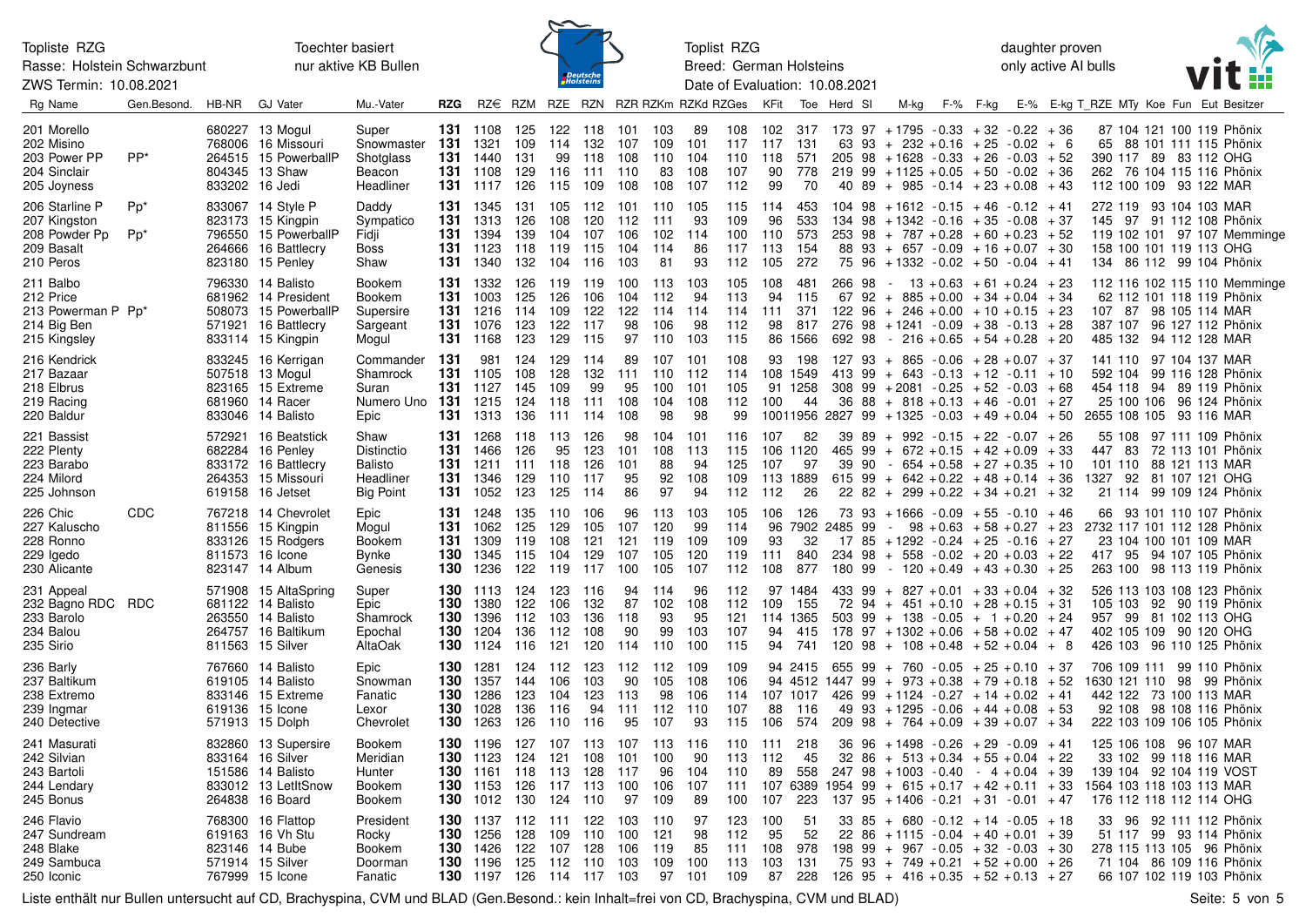Topliste RZG
Rasse: Holstein Schwarzbunt
ZWS Termin: 10.08.2021

Toechter basiert
nur aktive KB Bullen

Toplist RZG
Breed: German Holsteins
Date of Evaluation: 10.08.2021

daughter proven
only active AI bulls

| Rg Name | Gen.Besond. | HB-NR | GJ Vater | Mu.-Vater | RZG | RZ€ | RZM | RZE | RZN | RZR | RZKm | RZKd | RZGes | KFit | Toe | Herd | SI | M-kg | F-% | F-kg | E-% | E-kg | T_RZE | MTy | Koe | Fun | Eut | Besitzer |
|---|---|---|---|---|---|---|---|---|---|---|---|---|---|---|---|---|---|---|---|---|---|---|---|---|---|---|---|---|
| 201 Morello | | 680227 | 13 Mogul | Super | 131 | 1108 | 125 | 122 | 118 | 101 | 103 | 89 | 108 | 102 | 317 | 173 | 97 | +1795 | -0.33 | +32 | -0.22 | +36 | 87 | 104 | 121 | 100 | 119 | Phönix |
| 202 Misino | | 768006 | 16 Missouri | Snowmaster | 131 | 1321 | 109 | 114 | 132 | 107 | 109 | 101 | 117 | 117 | 131 | 63 | 93 | + 232 | +0.16 | +25 | -0.02 | + 6 | 65 | 88 | 101 | 111 | 115 | Phönix |
| 203 Power PP | PP* | 264515 | 15 PowerballP | Shotglass | 131 | 1440 | 131 | 99 | 118 | 108 | 110 | 104 | 110 | 118 | 571 | 205 | 98 | +1628 | -0.33 | +26 | -0.03 | +52 | 390 | 117 | 89 | 83 | 112 | OHG |
| 204 Sinclair | | 804345 | 13 Shaw | Beacon | 131 | 1108 | 129 | 116 | 111 | 110 | 83 | 108 | 107 | 90 | 778 | 219 | 99 | +1125 | +0.05 | +50 | -0.02 | +36 | 262 | 76 | 104 | 115 | 116 | Phönix |
| 205 Joyness | | 833202 | 16 Jedi | Headliner | 131 | 1117 | 126 | 115 | 109 | 108 | 108 | 107 | 112 | 99 | 70 | 40 | 89 | + 985 | -0.14 | +23 | +0.08 | +43 | 112 | 100 | 109 | 93 | 122 | MAR |
| 206 Starline P | Pp* | 833067 | 14 Style P | Daddy | 131 | 1345 | 131 | 105 | 112 | 101 | 110 | 105 | 115 | 114 | 453 | 104 | 98 | +1612 | -0.15 | +46 | -0.12 | +41 | 272 | 119 | 93 | 104 | 103 | MAR |
| 207 Kingston | | 823173 | 15 Kingpin | Sympatico | 131 | 1313 | 126 | 108 | 120 | 112 | 111 | 93 | 109 | 96 | 533 | 134 | 98 | +1342 | -0.16 | +35 | -0.08 | +37 | 145 | 97 | 91 | 112 | 108 | Phönix |
| 208 Powder Pp | Pp* | 796550 | 15 PowerballP | Fidji | 131 | 1394 | 139 | 104 | 107 | 106 | 102 | 114 | 100 | 110 | 573 | 253 | 98 | + 787 | +0.28 | +60 | +0.23 | +52 | 119 | 102 | 101 | 97 | 107 | Memminge |
| 209 Basalt | | 264666 | 16 Battlecry | Boss | 131 | 1123 | 118 | 119 | 115 | 104 | 114 | 86 | 117 | 113 | 154 | 88 | 93 | + 657 | -0.09 | +16 | +0.07 | +30 | 158 | 100 | 101 | 119 | 113 | OHG |
| 210 Peros | | 823180 | 15 Penley | Shaw | 131 | 1340 | 132 | 104 | 116 | 103 | 81 | 93 | 112 | 105 | 272 | 75 | 96 | +1332 | -0.02 | +50 | -0.04 | +41 | 134 | 86 | 112 | 99 | 104 | Phönix |
| 211 Balbo | | 796330 | 14 Balisto | Bookem | 131 | 1332 | 126 | 119 | 119 | 100 | 113 | 103 | 105 | 108 | 481 | 266 | 98 | - 13 | +0.63 | +61 | +0.24 | +23 | 112 | 116 | 102 | 115 | 110 | Memminge |
| 212 Price | | 681962 | 14 President | Bookem | 131 | 1003 | 125 | 126 | 106 | 104 | 112 | 94 | 113 | 94 | 115 | 67 | 92 | + 885 | +0.00 | +34 | +0.04 | +34 | 62 | 112 | 101 | 118 | 119 | Phönix |
| 213 Powerman P | Pp* | 508073 | 15 PowerballP | Supersire | 131 | 1216 | 114 | 109 | 122 | 122 | 114 | 114 | 114 | 111 | 371 | 122 | 96 | + 246 | +0.00 | +10 | +0.15 | +23 | 107 | 87 | 98 | 105 | 114 | MAR |
| 214 Big Ben | | 571921 | 16 Battlecry | Sargeant | 131 | 1076 | 123 | 122 | 117 | 98 | 106 | 98 | 112 | 98 | 817 | 276 | 98 | +1241 | -0.09 | +38 | -0.13 | +28 | 387 | 107 | 96 | 127 | 112 | Phönix |
| 215 Kingsley | | 833114 | 15 Kingpin | Mogul | 131 | 1168 | 123 | 129 | 115 | 97 | 110 | 103 | 115 | 86 | 1566 | 692 | 98 | - 216 | +0.65 | +54 | +0.28 | +20 | 485 | 132 | 94 | 112 | 128 | MAR |
| 216 Kendrick | | 833245 | 16 Kerrigan | Commander | 131 | 981 | 124 | 129 | 114 | 89 | 107 | 101 | 108 | 93 | 198 | 127 | 93 | + 865 | -0.06 | +28 | +0.07 | +37 | 141 | 110 | 97 | 104 | 137 | MAR |
| 217 Bazaar | | 507518 | 13 Mogul | Shamrock | 131 | 1105 | 108 | 128 | 132 | 111 | 110 | 112 | 114 | 108 | 1549 | 413 | 99 | + 643 | -0.13 | +12 | -0.11 | +10 | 592 | 104 | 99 | 116 | 128 | Phönix |
| 218 Elbrus | | 823165 | 15 Extreme | Suran | 131 | 1127 | 145 | 109 | 99 | 95 | 100 | 101 | 105 | 91 | 1258 | 308 | 99 | +2081 | -0.25 | +52 | -0.03 | +68 | 454 | 118 | 94 | 89 | 119 | Phönix |
| 219 Racing | | 681960 | 14 Racer | Numero Uno | 131 | 1215 | 124 | 118 | 111 | 108 | 104 | 108 | 112 | 100 | 44 | 36 | 88 | + 818 | +0.13 | +46 | -0.01 | +27 | 25 | 100 | 106 | 96 | 124 | Phönix |
| 220 Baldur | | 833046 | 14 Balisto | Epic | 131 | 1313 | 136 | 111 | 114 | 108 | 98 | 98 | 99 | 100 | 11956 | 2827 | 99 | +1325 | -0.03 | +49 | +0.04 | +50 | 2655 | 108 | 105 | 93 | 116 | MAR |
| 221 Bassist | | 572921 | 16 Beatstick | Shaw | 131 | 1268 | 118 | 113 | 126 | 98 | 104 | 101 | 116 | 107 | 82 | 39 | 89 | + 992 | -0.15 | +22 | -0.07 | +26 | 55 | 108 | 97 | 111 | 109 | Phönix |
| 222 Plenty | | 682284 | 16 Penley | Distinctio | 131 | 1466 | 126 | 95 | 123 | 101 | 108 | 113 | 115 | 106 | 1120 | 465 | 99 | + 672 | +0.15 | +42 | +0.09 | +33 | 447 | 83 | 72 | 113 | 101 | Phönix |
| 223 Barabo | | 833172 | 16 Battlecry | Balisto | 131 | 1211 | 111 | 118 | 126 | 101 | 88 | 94 | 125 | 107 | 97 | 39 | 90 | - 654 | +0.58 | +27 | +0.35 | +10 | 101 | 110 | 88 | 121 | 113 | MAR |
| 224 Milord | | 264353 | 15 Missouri | Headliner | 131 | 1346 | 129 | 110 | 117 | 95 | 92 | 108 | 109 | 113 | 1889 | 615 | 99 | + 642 | +0.22 | +48 | +0.14 | +36 | 1327 | 92 | 81 | 107 | 121 | OHG |
| 225 Johnson | | 619158 | 16 Jetset | Big Point | 131 | 1052 | 123 | 125 | 114 | 86 | 97 | 94 | 112 | 112 | 26 | 22 | 82 | + 299 | +0.22 | +34 | +0.21 | +32 | 21 | 114 | 99 | 109 | 124 | Phönix |
| 226 Chic | CDC | 767218 | 14 Chevrolet | Epic | 131 | 1248 | 135 | 110 | 106 | 96 | 113 | 103 | 105 | 106 | 126 | 73 | 93 | +1666 | -0.09 | +55 | -0.10 | +46 | 66 | 93 | 101 | 110 | 107 | Phönix |
| 227 Kaluscho | | 811556 | 15 Kingpin | Mogul | 131 | 1062 | 125 | 129 | 105 | 107 | 120 | 99 | 114 | 96 | 7902 | 2485 | 99 | - 98 | +0.63 | +58 | +0.27 | +23 | 2732 | 117 | 101 | 112 | 128 | Phönix |
| 228 Ronno | | 833126 | 15 Rodgers | Bookem | 131 | 1309 | 119 | 108 | 121 | 121 | 119 | 109 | 109 | 93 | 32 | 17 | 85 | +1292 | -0.24 | +25 | -0.16 | +27 | 23 | 104 | 100 | 101 | 109 | MAR |
| 229 Igedo | | 811573 | 16 Icone | Bynke | 130 | 1345 | 115 | 104 | 129 | 107 | 105 | 120 | 119 | 111 | 840 | 234 | 98 | + 558 | -0.02 | +20 | +0.03 | +22 | 417 | 95 | 94 | 107 | 105 | Phönix |
| 230 Alicante | | 823147 | 14 Album | Genesis | 130 | 1236 | 122 | 119 | 117 | 100 | 105 | 107 | 112 | 108 | 877 | 180 | 99 | - 120 | +0.49 | +43 | +0.30 | +25 | 263 | 100 | 98 | 113 | 119 | Phönix |
| 231 Appeal | | 571908 | 15 AltaSpring | Super | 130 | 1113 | 124 | 123 | 116 | 94 | 114 | 96 | 112 | 97 | 1484 | 433 | 99 | + 827 | +0.01 | +33 | +0.04 | +32 | 526 | 113 | 103 | 108 | 123 | Phönix |
| 232 Bagno RDC | RDC | 681122 | 14 Balisto | Epic | 130 | 1380 | 122 | 106 | 132 | 87 | 102 | 108 | 112 | 109 | 155 | 72 | 94 | + 451 | +0.10 | +28 | +0.15 | +31 | 105 | 103 | 92 | 90 | 119 | Phönix |
| 233 Barolo | | 263550 | 14 Balisto | Shamrock | 130 | 1396 | 112 | 103 | 136 | 118 | 93 | 95 | 121 | 114 | 1365 | 503 | 99 | + 138 | -0.05 | + 1 | +0.20 | +24 | 957 | 99 | 81 | 102 | 113 | OHG |
| 234 Balou | | 264757 | 16 Baltikum | Epochal | 130 | 1204 | 136 | 112 | 108 | 90 | 99 | 103 | 107 | 94 | 415 | 178 | 97 | +1302 | +0.06 | +58 | +0.02 | +47 | 402 | 105 | 109 | 90 | 120 | OHG |
| 235 Sirio | | 811563 | 15 Silver | AltaOak | 130 | 1124 | 116 | 121 | 120 | 114 | 110 | 100 | 115 | 94 | 741 | 120 | 98 | + 108 | +0.48 | +52 | +0.04 | + 8 | 426 | 103 | 96 | 110 | 125 | Phönix |
| 236 Barly | | 767660 | 14 Balisto | Epic | 130 | 1281 | 124 | 112 | 123 | 112 | 112 | 109 | 109 | 94 | 2415 | 665 | 99 | + 760 | -0.05 | +25 | +0.10 | +37 | 706 | 109 | 111 | 99 | 110 | Phönix |
| 237 Baltikum | | 619105 | 14 Balisto | Snowman | 130 | 1357 | 144 | 106 | 103 | 90 | 105 | 108 | 106 | 94 | 4512 | 1447 | 99 | + 973 | +0.38 | +79 | +0.18 | +52 | 1630 | 121 | 110 | 98 | 99 | Phönix |
| 238 Extremo | | 833146 | 15 Extreme | Fanatic | 130 | 1286 | 123 | 104 | 123 | 113 | 98 | 106 | 114 | 107 | 1017 | 426 | 99 | +1124 | -0.27 | +14 | +0.02 | +41 | 442 | 122 | 73 | 100 | 113 | MAR |
| 239 Ingmar | | 619136 | 15 Icone | Lexor | 130 | 1028 | 136 | 116 | 94 | 111 | 112 | 110 | 107 | 88 | 116 | 49 | 93 | +1295 | -0.06 | +44 | +0.08 | +53 | 92 | 108 | 98 | 108 | 116 | Phönix |
| 240 Detective | | 571913 | 15 Dolph | Chevrolet | 130 | 1263 | 126 | 110 | 116 | 95 | 107 | 93 | 115 | 106 | 574 | 209 | 98 | + 764 | +0.09 | +39 | +0.07 | +34 | 222 | 103 | 109 | 106 | 105 | Phönix |
| 241 Masurati | | 832860 | 13 Supersire | Bookem | 130 | 1196 | 127 | 107 | 113 | 107 | 113 | 116 | 110 | 111 | 218 | 36 | 96 | +1498 | -0.26 | +29 | -0.09 | +41 | 125 | 106 | 108 | 96 | 107 | MAR |
| 242 Silvian | | 833164 | 16 Silver | Meridian | 130 | 1123 | 124 | 121 | 108 | 101 | 100 | 90 | 113 | 112 | 45 | 32 | 86 | + 513 | +0.34 | +55 | +0.04 | +22 | 33 | 102 | 99 | 118 | 116 | MAR |
| 243 Bartoli | | 151586 | 14 Balisto | Hunter | 130 | 1161 | 118 | 113 | 128 | 117 | 96 | 104 | 110 | 89 | 558 | 247 | 98 | +1003 | -0.40 | - 4 | +0.04 | +39 | 139 | 104 | 92 | 104 | 119 | VOST |
| 244 Lendary | | 833012 | 13 LetItSnow | Bookem | 130 | 1153 | 126 | 117 | 113 | 100 | 106 | 107 | 111 | 107 | 6389 | 1954 | 99 | + 615 | +0.17 | +42 | +0.11 | +33 | 1564 | 103 | 118 | 103 | 113 | MAR |
| 245 Bonus | | 264838 | 16 Board | Bookem | 130 | 1012 | 130 | 124 | 110 | 97 | 109 | 89 | 100 | 107 | 223 | 137 | 95 | +1406 | -0.21 | +31 | -0.01 | +47 | 176 | 112 | 118 | 112 | 114 | OHG |
| 246 Flavio | | 768300 | 16 Flattop | President | 130 | 1137 | 112 | 111 | 122 | 103 | 110 | 97 | 123 | 100 | 51 | 33 | 85 | + 680 | -0.12 | +14 | -0.05 | +18 | 33 | 96 | 92 | 111 | 112 | Phönix |
| 247 Sundream | | 619163 | 16 Vh Stu | Rocky | 130 | 1256 | 128 | 109 | 110 | 100 | 121 | 98 | 112 | 95 | 52 | 22 | 86 | +1115 | -0.04 | +40 | +0.01 | +39 | 51 | 117 | 99 | 93 | 114 | Phönix |
| 248 Blake | | 823146 | 14 Bube | Bookem | 130 | 1426 | 122 | 107 | 128 | 106 | 119 | 85 | 111 | 108 | 978 | 198 | 99 | + 967 | -0.05 | +32 | -0.03 | +30 | 278 | 115 | 113 | 105 | 96 | Phönix |
| 249 Sambuca | | 571914 | 15 Silver | Doorman | 130 | 1196 | 125 | 112 | 110 | 103 | 109 | 100 | 113 | 103 | 131 | 75 | 93 | + 749 | +0.21 | +52 | +0.00 | +26 | 71 | 104 | 86 | 109 | 116 | Phönix |
| 250 Iconic | | 767999 | 15 Icone | Fanatic | 130 | 1197 | 126 | 114 | 117 | 103 | 97 | 101 | 109 | 87 | 228 | 126 | 95 | + 416 | +0.35 | +52 | +0.13 | +27 | 66 | 107 | 102 | 119 | 103 | Phönix |

Liste enthält nur Bullen untersucht auf CD, Brachyspina, CVM und BLAD (Gen.Besond.: kein Inhalt=frei von CD, Brachyspina, CVM und BLAD)